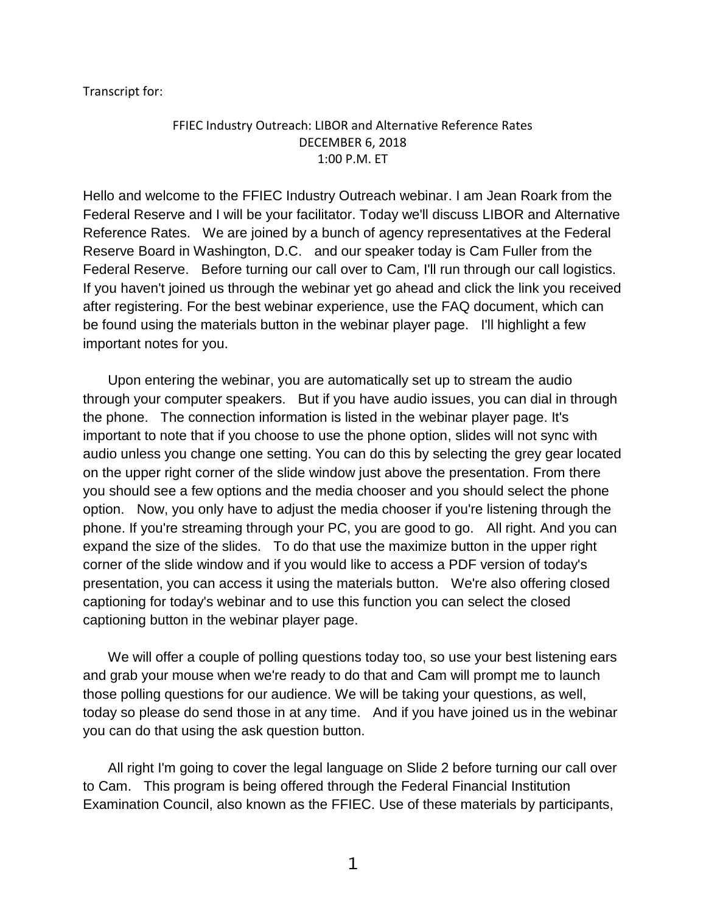Transcript for:

FFIEC Industry Outreach: LIBOR and Alternative Reference Rates
DECEMBER 6, 2018
1:00 P.M. ET

Hello and welcome to the FFIEC Industry Outreach webinar. I am Jean Roark from the Federal Reserve and I will be your facilitator. Today we'll discuss LIBOR and Alternative Reference Rates. We are joined by a bunch of agency representatives at the Federal Reserve Board in Washington, D.C. and our speaker today is Cam Fuller from the Federal Reserve. Before turning our call over to Cam, I'll run through our call logistics. If you haven't joined us through the webinar yet go ahead and click the link you received after registering. For the best webinar experience, use the FAQ document, which can be found using the materials button in the webinar player page. I'll highlight a few important notes for you.

Upon entering the webinar, you are automatically set up to stream the audio through your computer speakers. But if you have audio issues, you can dial in through the phone. The connection information is listed in the webinar player page. It's important to note that if you choose to use the phone option, slides will not sync with audio unless you change one setting. You can do this by selecting the grey gear located on the upper right corner of the slide window just above the presentation. From there you should see a few options and the media chooser and you should select the phone option. Now, you only have to adjust the media chooser if you're listening through the phone. If you're streaming through your PC, you are good to go. All right. And you can expand the size of the slides. To do that use the maximize button in the upper right corner of the slide window and if you would like to access a PDF version of today's presentation, you can access it using the materials button. We're also offering closed captioning for today's webinar and to use this function you can select the closed captioning button in the webinar player page.

We will offer a couple of polling questions today too, so use your best listening ears and grab your mouse when we're ready to do that and Cam will prompt me to launch those polling questions for our audience. We will be taking your questions, as well, today so please do send those in at any time. And if you have joined us in the webinar you can do that using the ask question button.

All right I'm going to cover the legal language on Slide 2 before turning our call over to Cam. This program is being offered through the Federal Financial Institution Examination Council, also known as the FFIEC. Use of these materials by participants,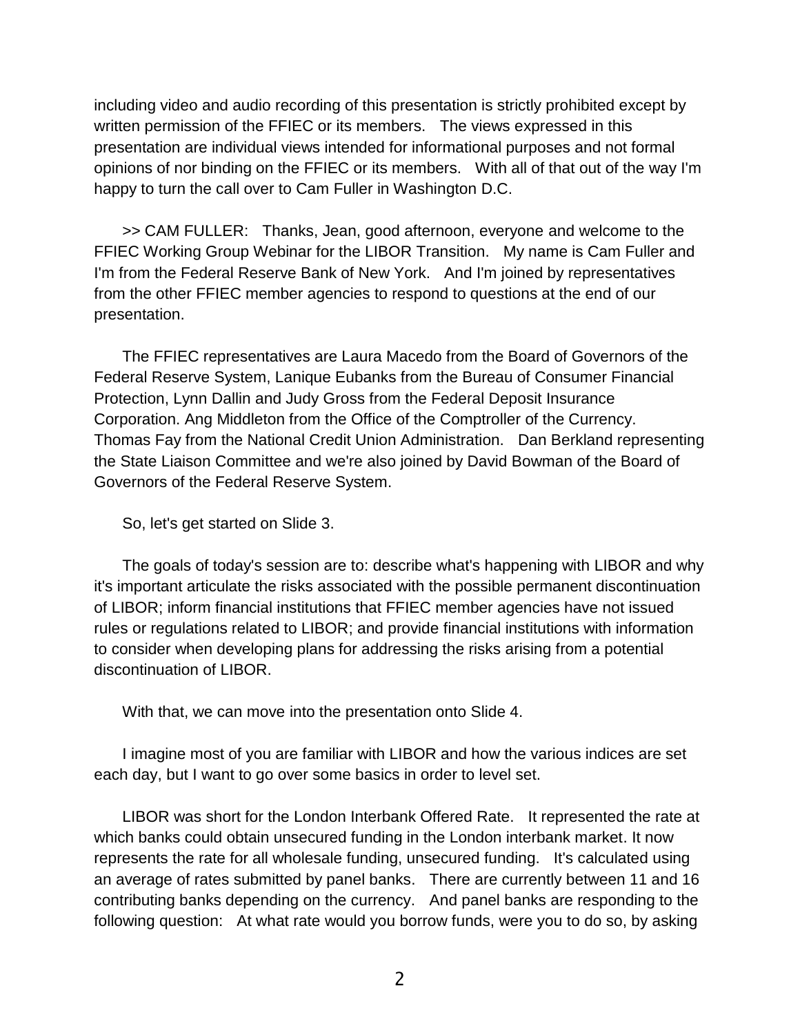including video and audio recording of this presentation is strictly prohibited except by written permission of the FFIEC or its members. The views expressed in this presentation are individual views intended for informational purposes and not formal opinions of nor binding on the FFIEC or its members. With all of that out of the way I'm happy to turn the call over to Cam Fuller in Washington D.C.

>> CAM FULLER: Thanks, Jean, good afternoon, everyone and welcome to the FFIEC Working Group Webinar for the LIBOR Transition. My name is Cam Fuller and I'm from the Federal Reserve Bank of New York. And I'm joined by representatives from the other FFIEC member agencies to respond to questions at the end of our presentation.

The FFIEC representatives are Laura Macedo from the Board of Governors of the Federal Reserve System, Lanique Eubanks from the Bureau of Consumer Financial Protection, Lynn Dallin and Judy Gross from the Federal Deposit Insurance Corporation. Ang Middleton from the Office of the Comptroller of the Currency. Thomas Fay from the National Credit Union Administration. Dan Berkland representing the State Liaison Committee and we're also joined by David Bowman of the Board of Governors of the Federal Reserve System.

So, let's get started on Slide 3.

The goals of today's session are to: describe what's happening with LIBOR and why it's important articulate the risks associated with the possible permanent discontinuation of LIBOR; inform financial institutions that FFIEC member agencies have not issued rules or regulations related to LIBOR; and provide financial institutions with information to consider when developing plans for addressing the risks arising from a potential discontinuation of LIBOR.

With that, we can move into the presentation onto Slide 4.

I imagine most of you are familiar with LIBOR and how the various indices are set each day, but I want to go over some basics in order to level set.

LIBOR was short for the London Interbank Offered Rate. It represented the rate at which banks could obtain unsecured funding in the London interbank market. It now represents the rate for all wholesale funding, unsecured funding. It's calculated using an average of rates submitted by panel banks. There are currently between 11 and 16 contributing banks depending on the currency. And panel banks are responding to the following question: At what rate would you borrow funds, were you to do so, by asking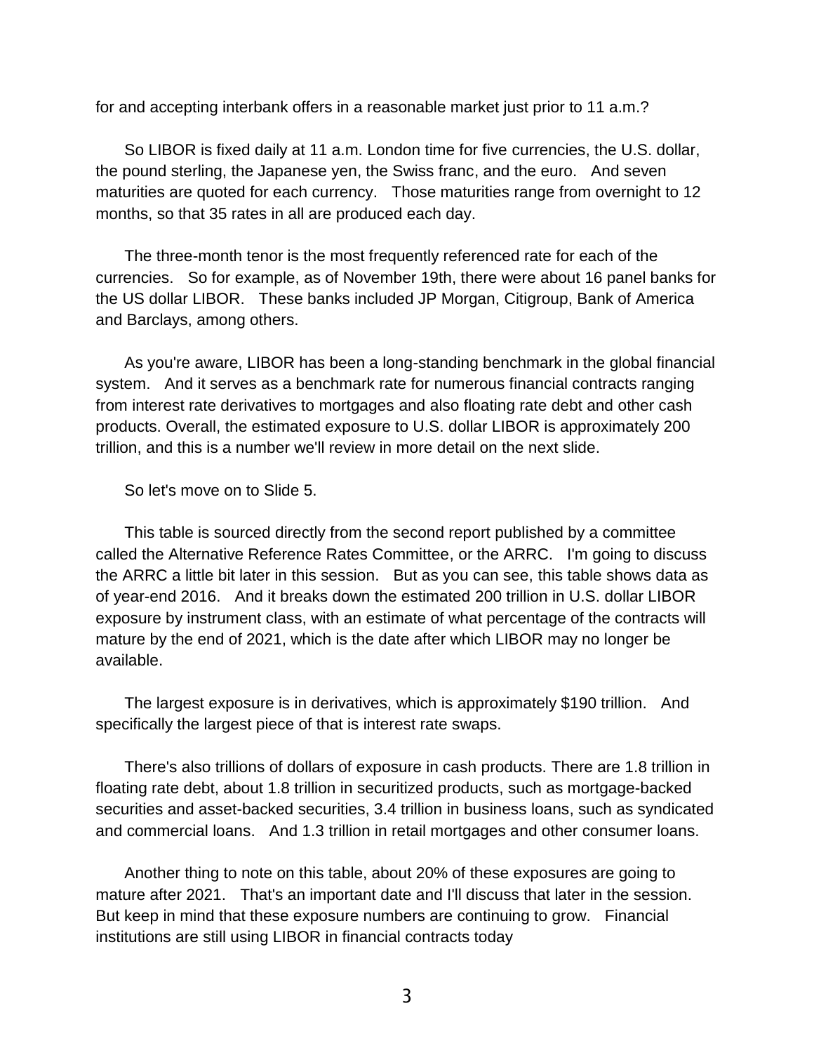for and accepting interbank offers in a reasonable market just prior to 11 a.m.?

So LIBOR is fixed daily at 11 a.m. London time for five currencies, the U.S. dollar, the pound sterling, the Japanese yen, the Swiss franc, and the euro. And seven maturities are quoted for each currency. Those maturities range from overnight to 12 months, so that 35 rates in all are produced each day.

The three-month tenor is the most frequently referenced rate for each of the currencies. So for example, as of November 19th, there were about 16 panel banks for the US dollar LIBOR. These banks included JP Morgan, Citigroup, Bank of America and Barclays, among others.

As you're aware, LIBOR has been a long-standing benchmark in the global financial system. And it serves as a benchmark rate for numerous financial contracts ranging from interest rate derivatives to mortgages and also floating rate debt and other cash products. Overall, the estimated exposure to U.S. dollar LIBOR is approximately 200 trillion, and this is a number we'll review in more detail on the next slide.

So let's move on to Slide 5.

This table is sourced directly from the second report published by a committee called the Alternative Reference Rates Committee, or the ARRC. I'm going to discuss the ARRC a little bit later in this session. But as you can see, this table shows data as of year-end 2016. And it breaks down the estimated 200 trillion in U.S. dollar LIBOR exposure by instrument class, with an estimate of what percentage of the contracts will mature by the end of 2021, which is the date after which LIBOR may no longer be available.

The largest exposure is in derivatives, which is approximately $190 trillion. And specifically the largest piece of that is interest rate swaps.

There's also trillions of dollars of exposure in cash products. There are 1.8 trillion in floating rate debt, about 1.8 trillion in securitized products, such as mortgage-backed securities and asset-backed securities, 3.4 trillion in business loans, such as syndicated and commercial loans. And 1.3 trillion in retail mortgages and other consumer loans.

Another thing to note on this table, about 20% of these exposures are going to mature after 2021. That's an important date and I'll discuss that later in the session. But keep in mind that these exposure numbers are continuing to grow. Financial institutions are still using LIBOR in financial contracts today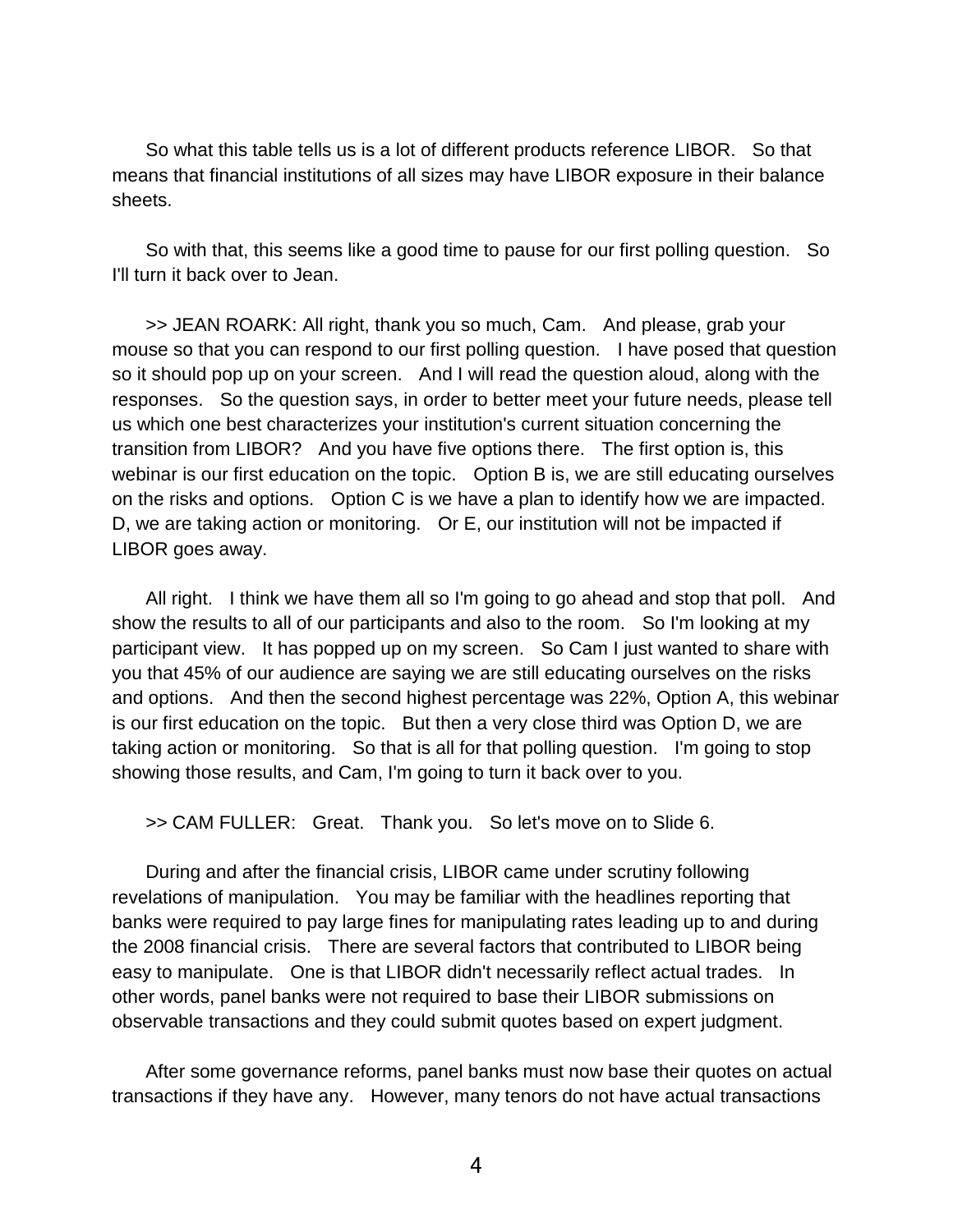So what this table tells us is a lot of different products reference LIBOR. So that means that financial institutions of all sizes may have LIBOR exposure in their balance sheets.

So with that, this seems like a good time to pause for our first polling question. So I'll turn it back over to Jean.

>> JEAN ROARK: All right, thank you so much, Cam. And please, grab your mouse so that you can respond to our first polling question. I have posed that question so it should pop up on your screen. And I will read the question aloud, along with the responses. So the question says, in order to better meet your future needs, please tell us which one best characterizes your institution's current situation concerning the transition from LIBOR? And you have five options there. The first option is, this webinar is our first education on the topic. Option B is, we are still educating ourselves on the risks and options. Option C is we have a plan to identify how we are impacted. D, we are taking action or monitoring. Or E, our institution will not be impacted if LIBOR goes away.

All right. I think we have them all so I'm going to go ahead and stop that poll. And show the results to all of our participants and also to the room. So I'm looking at my participant view. It has popped up on my screen. So Cam I just wanted to share with you that 45% of our audience are saying we are still educating ourselves on the risks and options. And then the second highest percentage was 22%, Option A, this webinar is our first education on the topic. But then a very close third was Option D, we are taking action or monitoring. So that is all for that polling question. I'm going to stop showing those results, and Cam, I'm going to turn it back over to you.

>> CAM FULLER: Great. Thank you. So let's move on to Slide 6.

During and after the financial crisis, LIBOR came under scrutiny following revelations of manipulation. You may be familiar with the headlines reporting that banks were required to pay large fines for manipulating rates leading up to and during the 2008 financial crisis. There are several factors that contributed to LIBOR being easy to manipulate. One is that LIBOR didn't necessarily reflect actual trades. In other words, panel banks were not required to base their LIBOR submissions on observable transactions and they could submit quotes based on expert judgment.

After some governance reforms, panel banks must now base their quotes on actual transactions if they have any. However, many tenors do not have actual transactions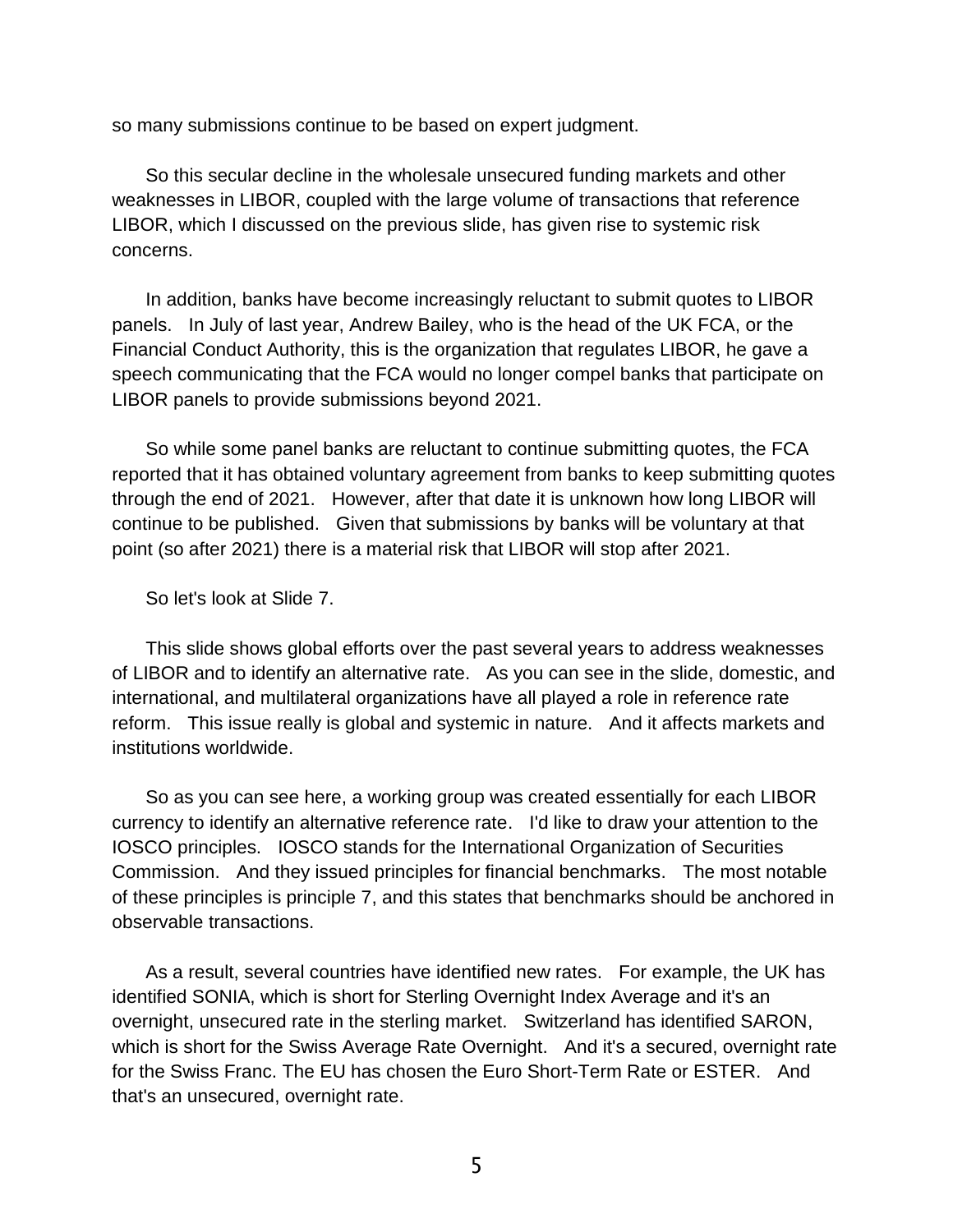so many submissions continue to be based on expert judgment.

So this secular decline in the wholesale unsecured funding markets and other weaknesses in LIBOR, coupled with the large volume of transactions that reference LIBOR, which I discussed on the previous slide, has given rise to systemic risk concerns.

In addition, banks have become increasingly reluctant to submit quotes to LIBOR panels. In July of last year, Andrew Bailey, who is the head of the UK FCA, or the Financial Conduct Authority, this is the organization that regulates LIBOR, he gave a speech communicating that the FCA would no longer compel banks that participate on LIBOR panels to provide submissions beyond 2021.

So while some panel banks are reluctant to continue submitting quotes, the FCA reported that it has obtained voluntary agreement from banks to keep submitting quotes through the end of 2021. However, after that date it is unknown how long LIBOR will continue to be published. Given that submissions by banks will be voluntary at that point (so after 2021) there is a material risk that LIBOR will stop after 2021.

So let's look at Slide 7.

This slide shows global efforts over the past several years to address weaknesses of LIBOR and to identify an alternative rate. As you can see in the slide, domestic, and international, and multilateral organizations have all played a role in reference rate reform. This issue really is global and systemic in nature. And it affects markets and institutions worldwide.

So as you can see here, a working group was created essentially for each LIBOR currency to identify an alternative reference rate. I'd like to draw your attention to the IOSCO principles. IOSCO stands for the International Organization of Securities Commission. And they issued principles for financial benchmarks. The most notable of these principles is principle 7, and this states that benchmarks should be anchored in observable transactions.

As a result, several countries have identified new rates. For example, the UK has identified SONIA, which is short for Sterling Overnight Index Average and it's an overnight, unsecured rate in the sterling market. Switzerland has identified SARON, which is short for the Swiss Average Rate Overnight. And it's a secured, overnight rate for the Swiss Franc. The EU has chosen the Euro Short-Term Rate or ESTER. And that's an unsecured, overnight rate.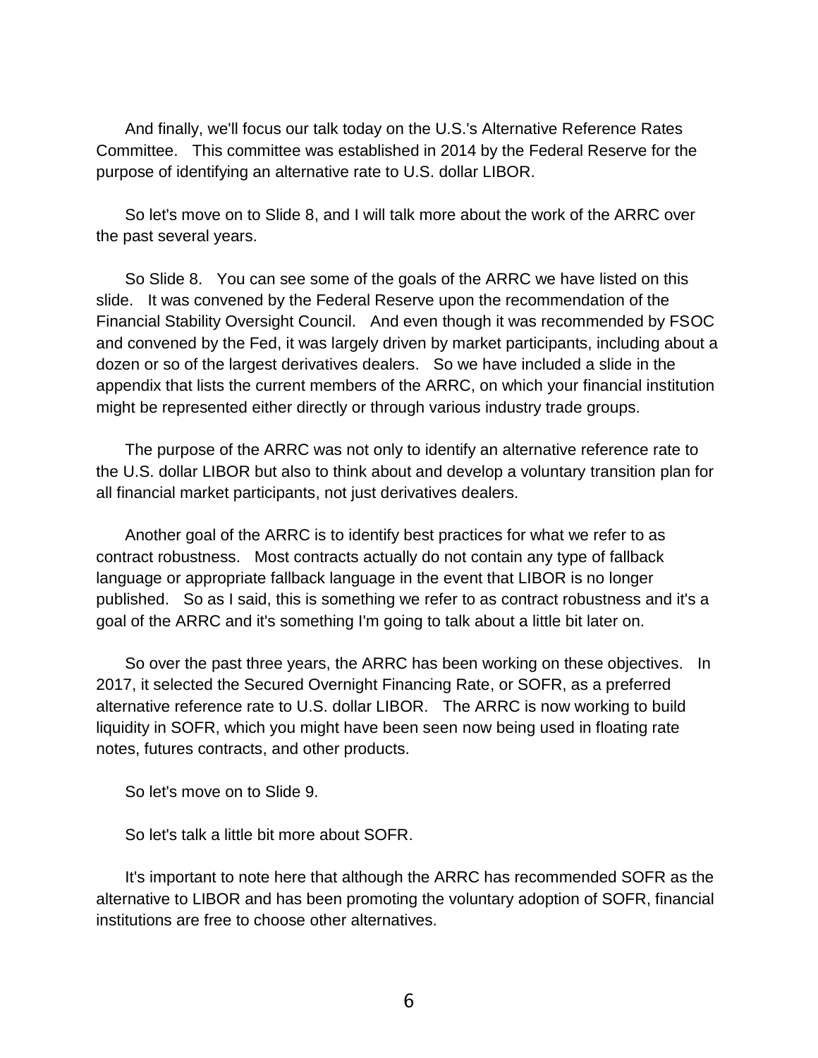And finally, we'll focus our talk today on the U.S.'s Alternative Reference Rates Committee. This committee was established in 2014 by the Federal Reserve for the purpose of identifying an alternative rate to U.S. dollar LIBOR.

So let's move on to Slide 8, and I will talk more about the work of the ARRC over the past several years.

So Slide 8. You can see some of the goals of the ARRC we have listed on this slide. It was convened by the Federal Reserve upon the recommendation of the Financial Stability Oversight Council. And even though it was recommended by FSOC and convened by the Fed, it was largely driven by market participants, including about a dozen or so of the largest derivatives dealers. So we have included a slide in the appendix that lists the current members of the ARRC, on which your financial institution might be represented either directly or through various industry trade groups.

The purpose of the ARRC was not only to identify an alternative reference rate to the U.S. dollar LIBOR but also to think about and develop a voluntary transition plan for all financial market participants, not just derivatives dealers.

Another goal of the ARRC is to identify best practices for what we refer to as contract robustness. Most contracts actually do not contain any type of fallback language or appropriate fallback language in the event that LIBOR is no longer published. So as I said, this is something we refer to as contract robustness and it's a goal of the ARRC and it's something I'm going to talk about a little bit later on.

So over the past three years, the ARRC has been working on these objectives. In 2017, it selected the Secured Overnight Financing Rate, or SOFR, as a preferred alternative reference rate to U.S. dollar LIBOR. The ARRC is now working to build liquidity in SOFR, which you might have been seen now being used in floating rate notes, futures contracts, and other products.

So let's move on to Slide 9.

So let's talk a little bit more about SOFR.

It's important to note here that although the ARRC has recommended SOFR as the alternative to LIBOR and has been promoting the voluntary adoption of SOFR, financial institutions are free to choose other alternatives.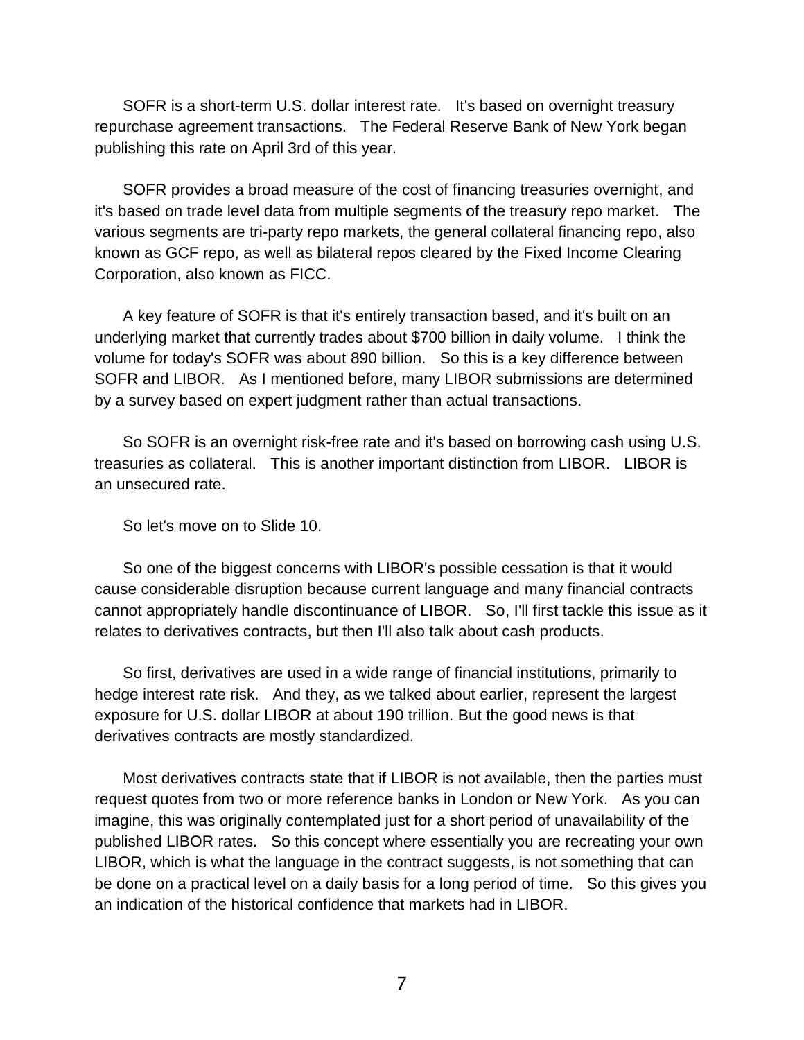SOFR is a short-term U.S. dollar interest rate. It's based on overnight treasury repurchase agreement transactions. The Federal Reserve Bank of New York began publishing this rate on April 3rd of this year.

SOFR provides a broad measure of the cost of financing treasuries overnight, and it's based on trade level data from multiple segments of the treasury repo market. The various segments are tri-party repo markets, the general collateral financing repo, also known as GCF repo, as well as bilateral repos cleared by the Fixed Income Clearing Corporation, also known as FICC.

A key feature of SOFR is that it's entirely transaction based, and it's built on an underlying market that currently trades about $700 billion in daily volume. I think the volume for today's SOFR was about 890 billion. So this is a key difference between SOFR and LIBOR. As I mentioned before, many LIBOR submissions are determined by a survey based on expert judgment rather than actual transactions.

So SOFR is an overnight risk-free rate and it's based on borrowing cash using U.S. treasuries as collateral. This is another important distinction from LIBOR. LIBOR is an unsecured rate.

So let's move on to Slide 10.

So one of the biggest concerns with LIBOR's possible cessation is that it would cause considerable disruption because current language and many financial contracts cannot appropriately handle discontinuance of LIBOR. So, I'll first tackle this issue as it relates to derivatives contracts, but then I'll also talk about cash products.

So first, derivatives are used in a wide range of financial institutions, primarily to hedge interest rate risk. And they, as we talked about earlier, represent the largest exposure for U.S. dollar LIBOR at about 190 trillion. But the good news is that derivatives contracts are mostly standardized.

Most derivatives contracts state that if LIBOR is not available, then the parties must request quotes from two or more reference banks in London or New York. As you can imagine, this was originally contemplated just for a short period of unavailability of the published LIBOR rates. So this concept where essentially you are recreating your own LIBOR, which is what the language in the contract suggests, is not something that can be done on a practical level on a daily basis for a long period of time. So this gives you an indication of the historical confidence that markets had in LIBOR.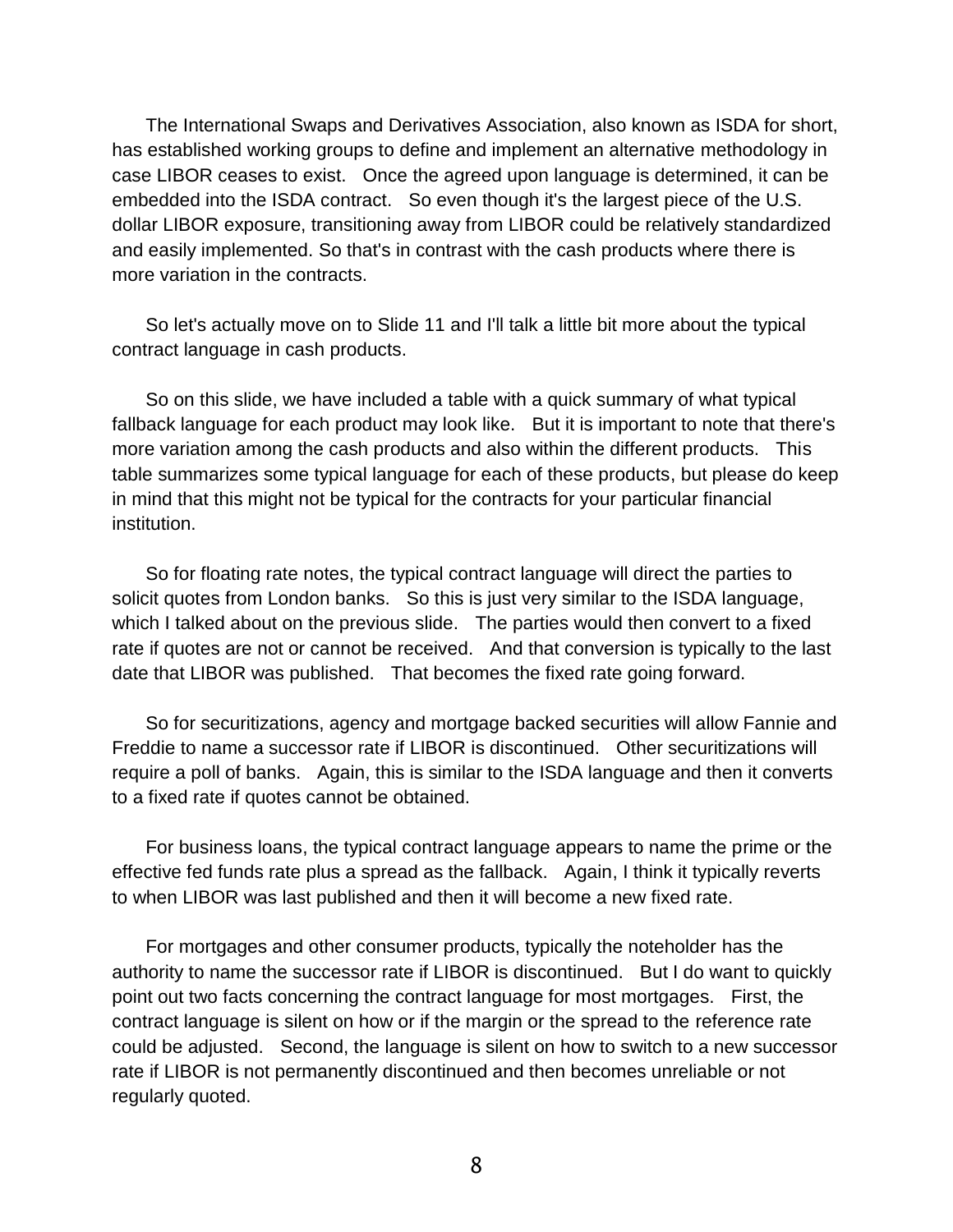The International Swaps and Derivatives Association, also known as ISDA for short, has established working groups to define and implement an alternative methodology in case LIBOR ceases to exist. Once the agreed upon language is determined, it can be embedded into the ISDA contract. So even though it's the largest piece of the U.S. dollar LIBOR exposure, transitioning away from LIBOR could be relatively standardized and easily implemented. So that's in contrast with the cash products where there is more variation in the contracts.

So let's actually move on to Slide 11 and I'll talk a little bit more about the typical contract language in cash products.

So on this slide, we have included a table with a quick summary of what typical fallback language for each product may look like. But it is important to note that there's more variation among the cash products and also within the different products. This table summarizes some typical language for each of these products, but please do keep in mind that this might not be typical for the contracts for your particular financial institution.

So for floating rate notes, the typical contract language will direct the parties to solicit quotes from London banks. So this is just very similar to the ISDA language, which I talked about on the previous slide. The parties would then convert to a fixed rate if quotes are not or cannot be received. And that conversion is typically to the last date that LIBOR was published. That becomes the fixed rate going forward.

So for securitizations, agency and mortgage backed securities will allow Fannie and Freddie to name a successor rate if LIBOR is discontinued. Other securitizations will require a poll of banks. Again, this is similar to the ISDA language and then it converts to a fixed rate if quotes cannot be obtained.

For business loans, the typical contract language appears to name the prime or the effective fed funds rate plus a spread as the fallback. Again, I think it typically reverts to when LIBOR was last published and then it will become a new fixed rate.

For mortgages and other consumer products, typically the noteholder has the authority to name the successor rate if LIBOR is discontinued. But I do want to quickly point out two facts concerning the contract language for most mortgages. First, the contract language is silent on how or if the margin or the spread to the reference rate could be adjusted. Second, the language is silent on how to switch to a new successor rate if LIBOR is not permanently discontinued and then becomes unreliable or not regularly quoted.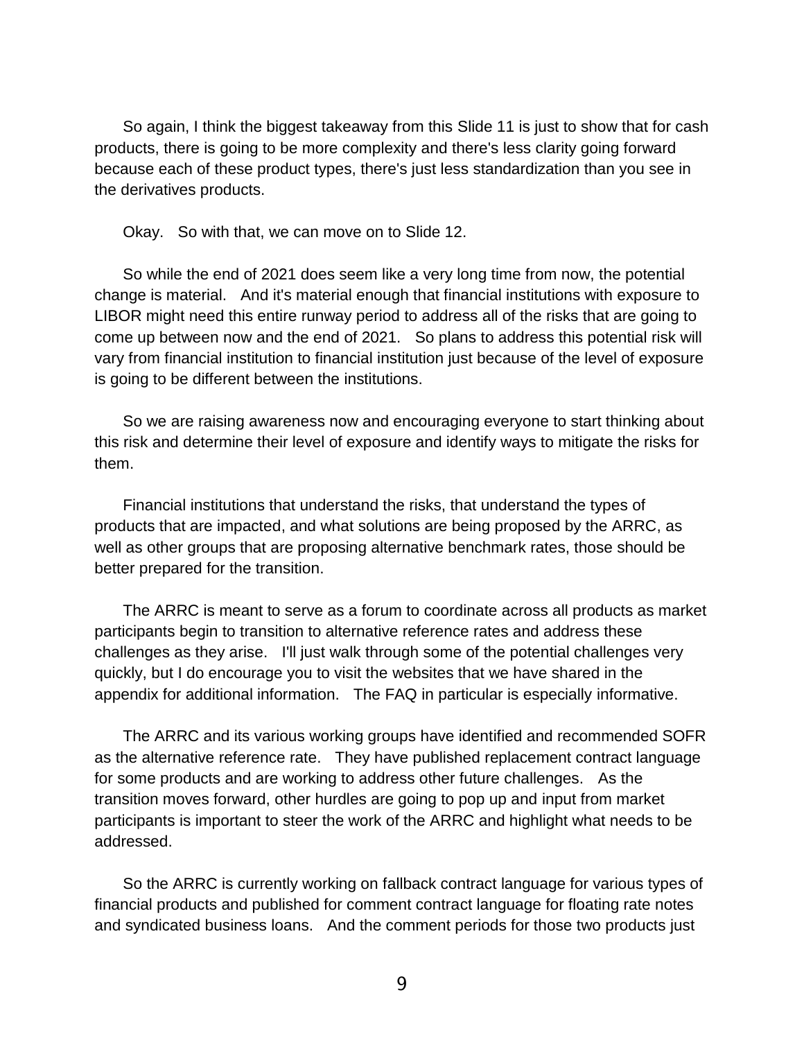So again, I think the biggest takeaway from this Slide 11 is just to show that for cash products, there is going to be more complexity and there's less clarity going forward because each of these product types, there's just less standardization than you see in the derivatives products.

Okay. So with that, we can move on to Slide 12.

So while the end of 2021 does seem like a very long time from now, the potential change is material. And it's material enough that financial institutions with exposure to LIBOR might need this entire runway period to address all of the risks that are going to come up between now and the end of 2021. So plans to address this potential risk will vary from financial institution to financial institution just because of the level of exposure is going to be different between the institutions.

So we are raising awareness now and encouraging everyone to start thinking about this risk and determine their level of exposure and identify ways to mitigate the risks for them.

Financial institutions that understand the risks, that understand the types of products that are impacted, and what solutions are being proposed by the ARRC, as well as other groups that are proposing alternative benchmark rates, those should be better prepared for the transition.

The ARRC is meant to serve as a forum to coordinate across all products as market participants begin to transition to alternative reference rates and address these challenges as they arise. I'll just walk through some of the potential challenges very quickly, but I do encourage you to visit the websites that we have shared in the appendix for additional information. The FAQ in particular is especially informative.

The ARRC and its various working groups have identified and recommended SOFR as the alternative reference rate. They have published replacement contract language for some products and are working to address other future challenges. As the transition moves forward, other hurdles are going to pop up and input from market participants is important to steer the work of the ARRC and highlight what needs to be addressed.

So the ARRC is currently working on fallback contract language for various types of financial products and published for comment contract language for floating rate notes and syndicated business loans. And the comment periods for those two products just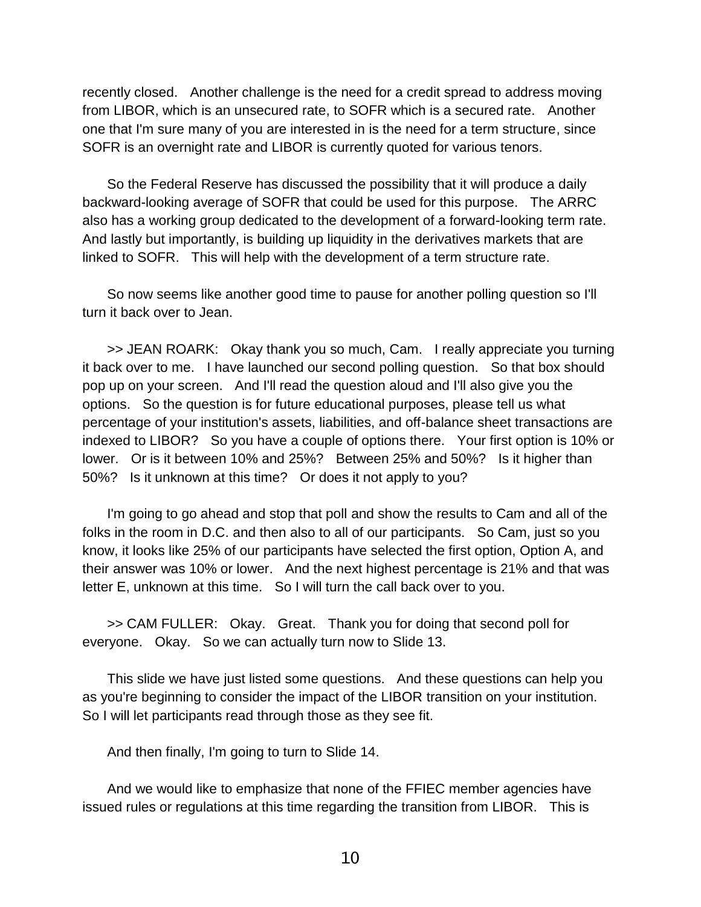recently closed. Another challenge is the need for a credit spread to address moving from LIBOR, which is an unsecured rate, to SOFR which is a secured rate. Another one that I'm sure many of you are interested in is the need for a term structure, since SOFR is an overnight rate and LIBOR is currently quoted for various tenors.

So the Federal Reserve has discussed the possibility that it will produce a daily backward-looking average of SOFR that could be used for this purpose. The ARRC also has a working group dedicated to the development of a forward-looking term rate. And lastly but importantly, is building up liquidity in the derivatives markets that are linked to SOFR. This will help with the development of a term structure rate.

So now seems like another good time to pause for another polling question so I'll turn it back over to Jean.

>> JEAN ROARK: Okay thank you so much, Cam. I really appreciate you turning it back over to me. I have launched our second polling question. So that box should pop up on your screen. And I'll read the question aloud and I'll also give you the options. So the question is for future educational purposes, please tell us what percentage of your institution's assets, liabilities, and off-balance sheet transactions are indexed to LIBOR? So you have a couple of options there. Your first option is 10% or lower. Or is it between 10% and 25%? Between 25% and 50%? Is it higher than 50%? Is it unknown at this time? Or does it not apply to you?

I'm going to go ahead and stop that poll and show the results to Cam and all of the folks in the room in D.C. and then also to all of our participants. So Cam, just so you know, it looks like 25% of our participants have selected the first option, Option A, and their answer was 10% or lower. And the next highest percentage is 21% and that was letter E, unknown at this time. So I will turn the call back over to you.

>> CAM FULLER: Okay. Great. Thank you for doing that second poll for everyone. Okay. So we can actually turn now to Slide 13.

This slide we have just listed some questions. And these questions can help you as you're beginning to consider the impact of the LIBOR transition on your institution. So I will let participants read through those as they see fit.

And then finally, I'm going to turn to Slide 14.

And we would like to emphasize that none of the FFIEC member agencies have issued rules or regulations at this time regarding the transition from LIBOR. This is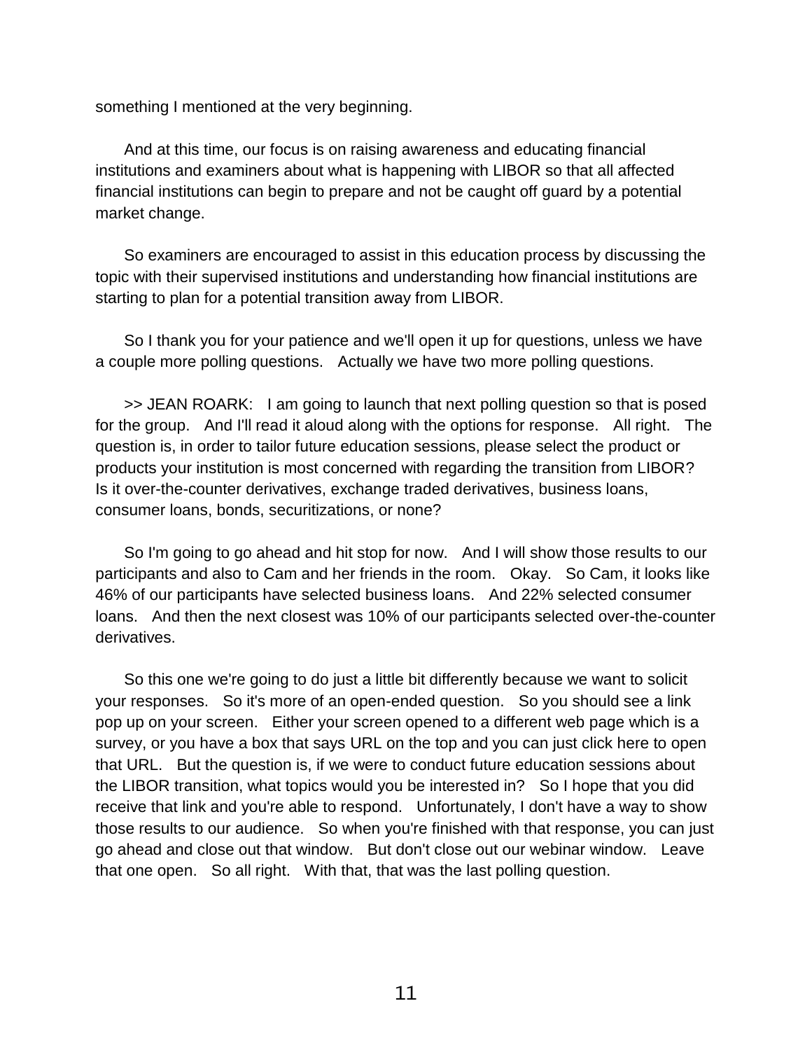something I mentioned at the very beginning.

And at this time, our focus is on raising awareness and educating financial institutions and examiners about what is happening with LIBOR so that all affected financial institutions can begin to prepare and not be caught off guard by a potential market change.

So examiners are encouraged to assist in this education process by discussing the topic with their supervised institutions and understanding how financial institutions are starting to plan for a potential transition away from LIBOR.

So I thank you for your patience and we'll open it up for questions, unless we have a couple more polling questions. Actually we have two more polling questions.

>> JEAN ROARK: I am going to launch that next polling question so that is posed for the group. And I'll read it aloud along with the options for response. All right. The question is, in order to tailor future education sessions, please select the product or products your institution is most concerned with regarding the transition from LIBOR? Is it over-the-counter derivatives, exchange traded derivatives, business loans, consumer loans, bonds, securitizations, or none?

So I'm going to go ahead and hit stop for now. And I will show those results to our participants and also to Cam and her friends in the room. Okay. So Cam, it looks like 46% of our participants have selected business loans. And 22% selected consumer loans. And then the next closest was 10% of our participants selected over-the-counter derivatives.

So this one we're going to do just a little bit differently because we want to solicit your responses. So it's more of an open-ended question. So you should see a link pop up on your screen. Either your screen opened to a different web page which is a survey, or you have a box that says URL on the top and you can just click here to open that URL. But the question is, if we were to conduct future education sessions about the LIBOR transition, what topics would you be interested in? So I hope that you did receive that link and you're able to respond. Unfortunately, I don't have a way to show those results to our audience. So when you're finished with that response, you can just go ahead and close out that window. But don't close out our webinar window. Leave that one open. So all right. With that, that was the last polling question.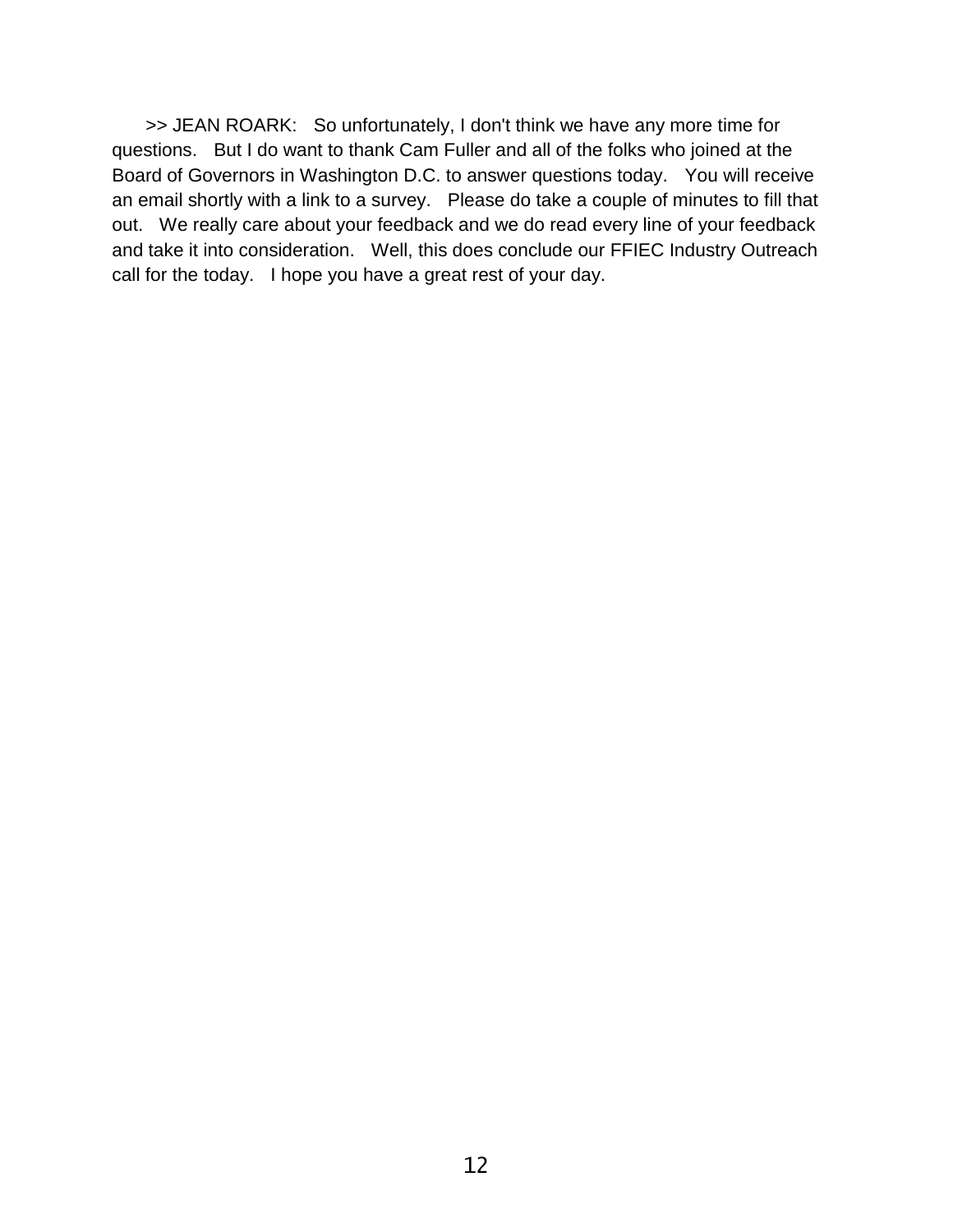>> JEAN ROARK: So unfortunately, I don't think we have any more time for questions. But I do want to thank Cam Fuller and all of the folks who joined at the Board of Governors in Washington D.C. to answer questions today. You will receive an email shortly with a link to a survey. Please do take a couple of minutes to fill that out. We really care about your feedback and we do read every line of your feedback and take it into consideration. Well, this does conclude our FFIEC Industry Outreach call for the today. I hope you have a great rest of your day.